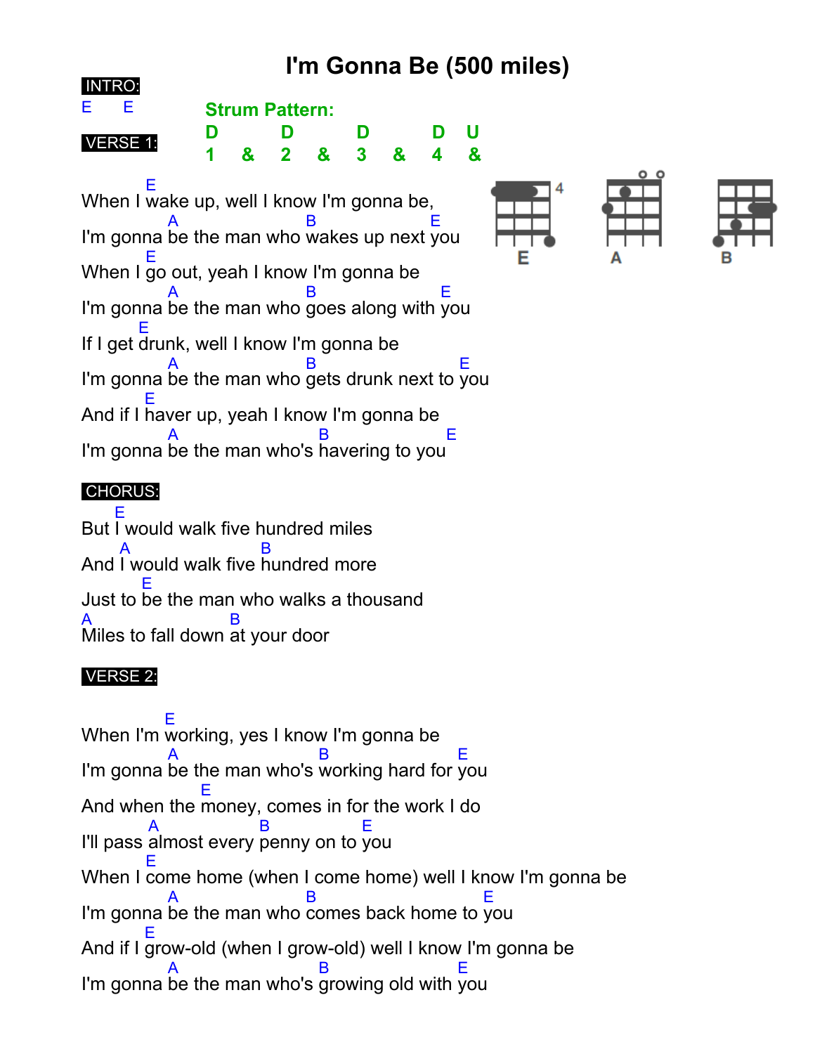# I'm Gonna Be (500 miles)

**INTRO:**

E E

**Strum Pattern:**

```
D     D     D     D  U
1  &  2  &  3  &  4  &
```

**VERSE 1:**

```
        E
When I wake up, well I know I'm gonna be,
          A                  B             E
I'm gonna be the man who wakes up next you
        E
When I go out, yeah I know I'm gonna be
          A                  B                E
I'm gonna be the man who goes along with you
       E
If I get drunk, well I know I'm gonna be
          A                  B                   E
I'm gonna be the man who gets drunk next to you
           E
And if I haver up, yeah I know I'm gonna be
          A                    B                E
I'm gonna be the man who's havering to you
```

**CHORUS:**

```
     E
But I would walk five hundred miles
     A                   B
And I would walk five hundred more
          E
Just to be the man who walks a thousand
A                  B
Miles to fall down at your door
```

**VERSE 2:**

```
          E
When I'm working, yes I know I'm gonna be
          A                    B                 E
I'm gonna be the man who's working hard for you
                   E
And when the money, comes in for the work I do
       A            B            E
I'll pass almost every penny on to you
        E
When I come home (when I come home) well I know I'm gonna be
          A                  B                      E
I'm gonna be the man who comes back home to you
           E
And if I grow-old (when I grow-old) well I know I'm gonna be
          A                    B                E
I'm gonna be the man who's growing old with you
```

E A B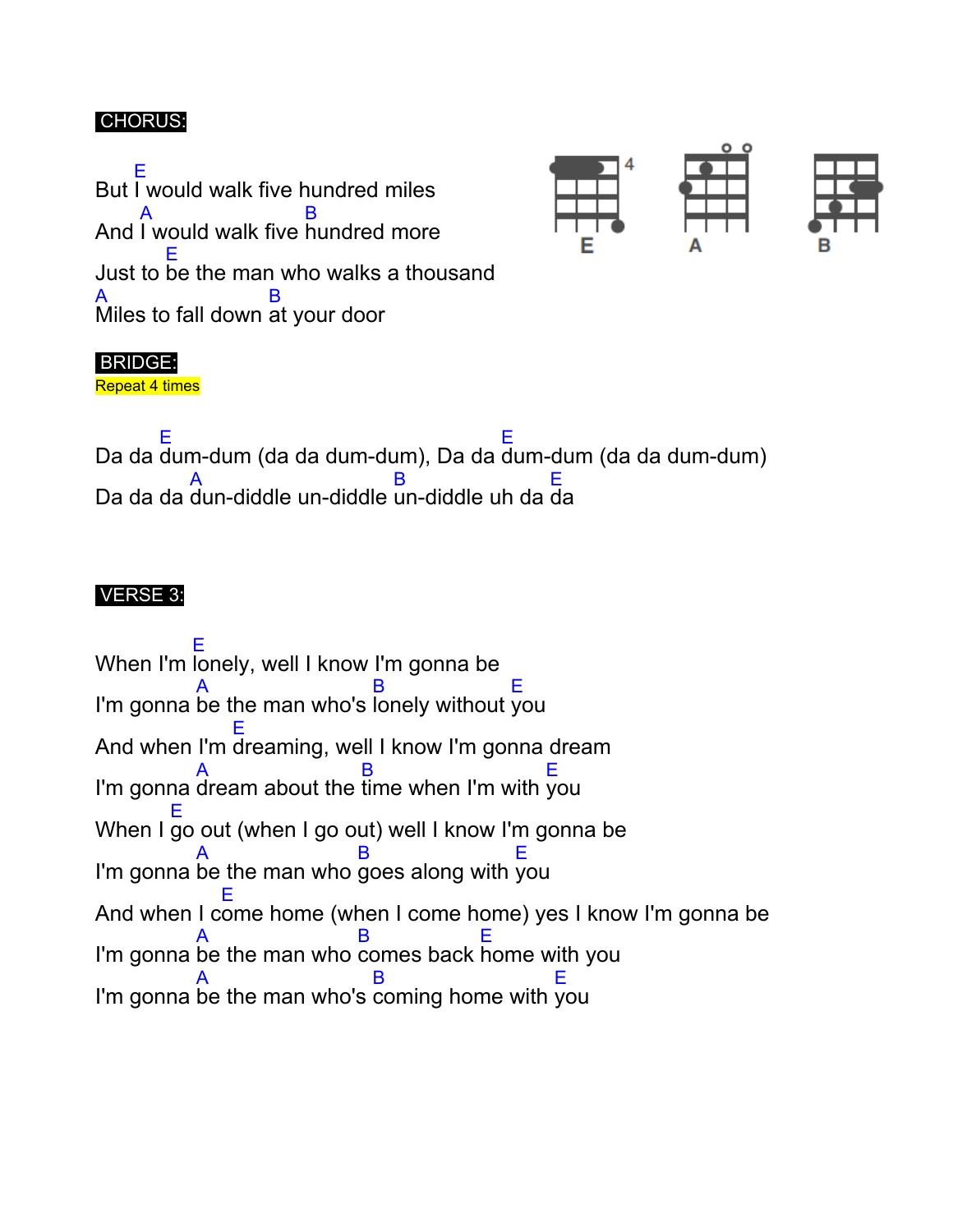**CHORUS:**

```
    E
But I would walk five hundred miles
     A                   B
And I would walk five hundred more
       E
Just to be the man who walks a thousand
A                    B
Miles to fall down at your door
```

**BRIDGE:**

Repeat 4 times

```
       E                                   E
Da da dum-dum (da da dum-dum), Da da dum-dum (da da dum-dum)
          A                    B          E
Da da da dun-diddle un-diddle un-diddle uh da da
```

**VERSE 3:**

```
          E
When I'm lonely, well I know I'm gonna be
          A                 B            E
I'm gonna be the man who's lonely without you
               E
And when I'm dreaming, well I know I'm gonna dream
          A                B                E
I'm gonna dream about the time when I'm with you
        E
When I go out (when I go out) well I know I'm gonna be
          A               B           E
I'm gonna be the man who goes along with you
             E
And when I come home (when I come home) yes I know I'm gonna be
          A               B           E
I'm gonna be the man who comes back home with you
          A                 B              E
I'm gonna be the man who's coming home with you
```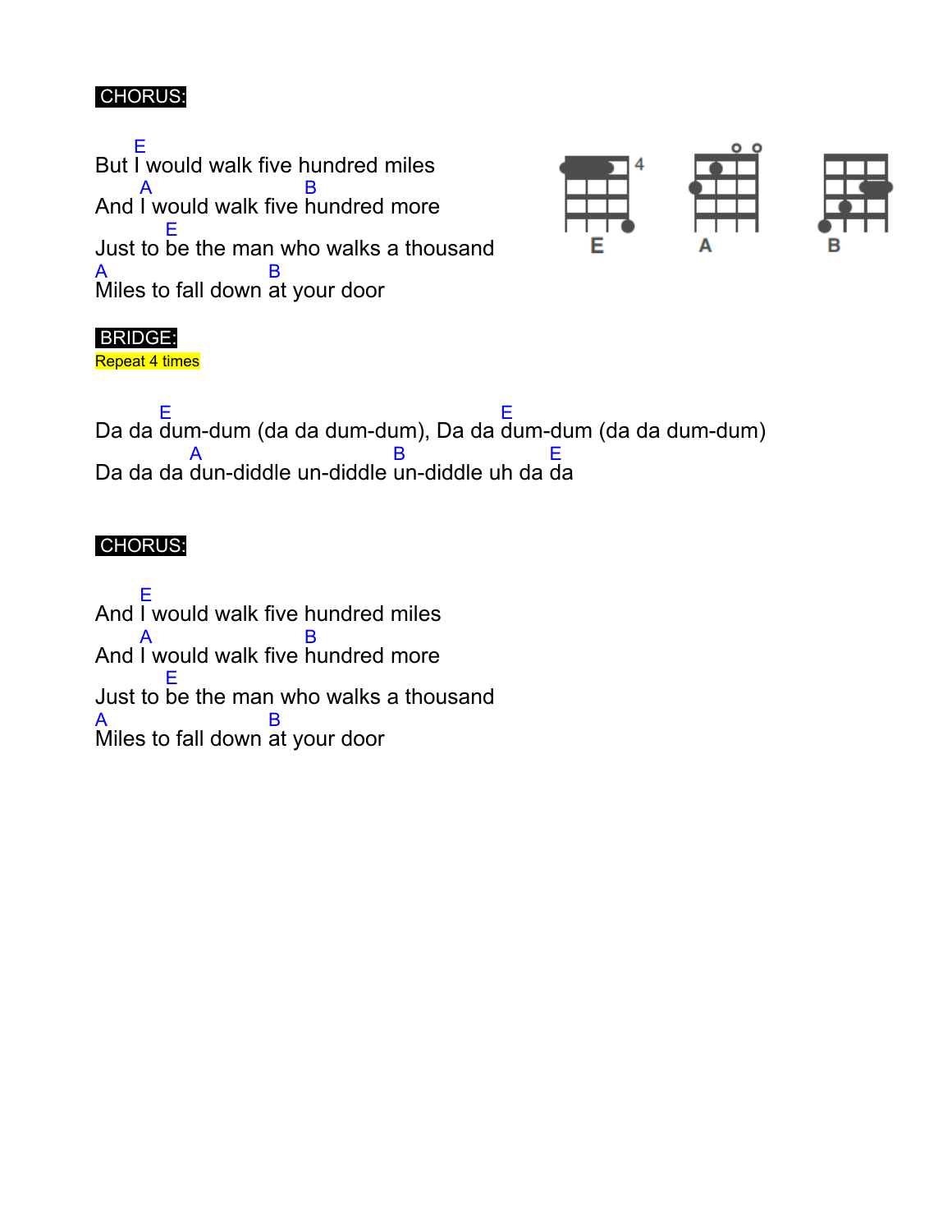**CHORUS:**

```
    E
But I would walk five hundred miles
    A                    B
And I would walk five hundred more
         E
Just to be the man who walks a thousand
A                  B
Miles to fall down at your door
```

E    A    B

**BRIDGE:**

Repeat 4 times

```
      E                                   E
Da da dum-dum (da da dum-dum), Da da dum-dum (da da dum-dum)
         A                     B                E
Da da da dun-diddle un-diddle un-diddle uh da da
```

**CHORUS:**

```
    E
And I would walk five hundred miles
    A                    B
And I would walk five hundred more
         E
Just to be the man who walks a thousand
A                  B
Miles to fall down at your door
```